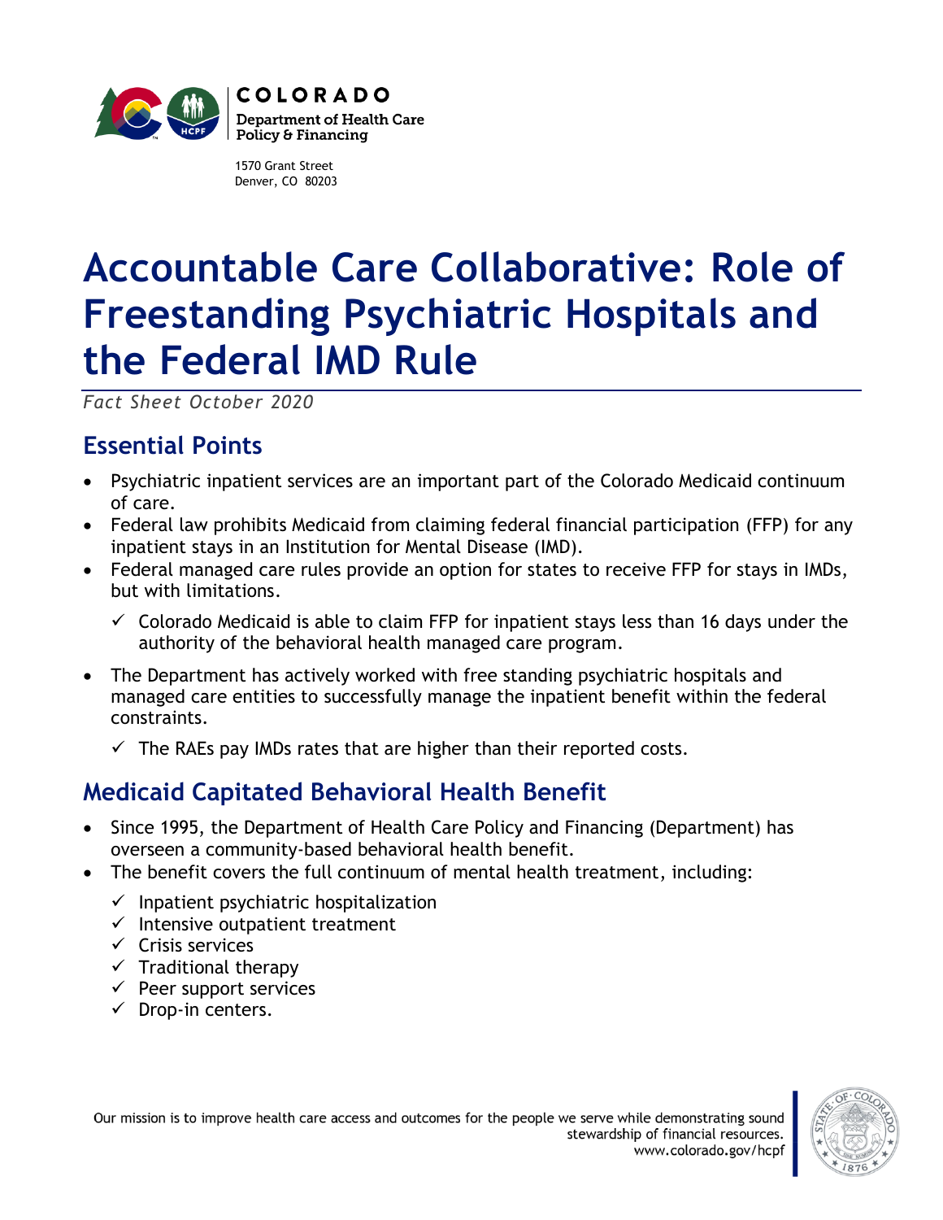COLORADO
Department of Health Care Policy & Financing

1570 Grant Street
Denver, CO 80203

# Accountable Care Collaborative: Role of Freestanding Psychiatric Hospitals and the Federal IMD Rule

*Fact Sheet October 2020*

## Essential Points

- Psychiatric inpatient services are an important part of the Colorado Medicaid continuum of care.
- Federal law prohibits Medicaid from claiming federal financial participation (FFP) for any inpatient stays in an Institution for Mental Disease (IMD).
- Federal managed care rules provide an option for states to receive FFP for stays in IMDs, but with limitations.
  - ✓ Colorado Medicaid is able to claim FFP for inpatient stays less than 16 days under the authority of the behavioral health managed care program.
- The Department has actively worked with free standing psychiatric hospitals and managed care entities to successfully manage the inpatient benefit within the federal constraints.
  - ✓ The RAEs pay IMDs rates that are higher than their reported costs.

## Medicaid Capitated Behavioral Health Benefit

- Since 1995, the Department of Health Care Policy and Financing (Department) has overseen a community-based behavioral health benefit.
- The benefit covers the full continuum of mental health treatment, including:
  - ✓ Inpatient psychiatric hospitalization
  - ✓ Intensive outpatient treatment
  - ✓ Crisis services
  - ✓ Traditional therapy
  - ✓ Peer support services
  - ✓ Drop-in centers.

Our mission is to improve health care access and outcomes for the people we serve while demonstrating sound stewardship of financial resources.
www.colorado.gov/hcpf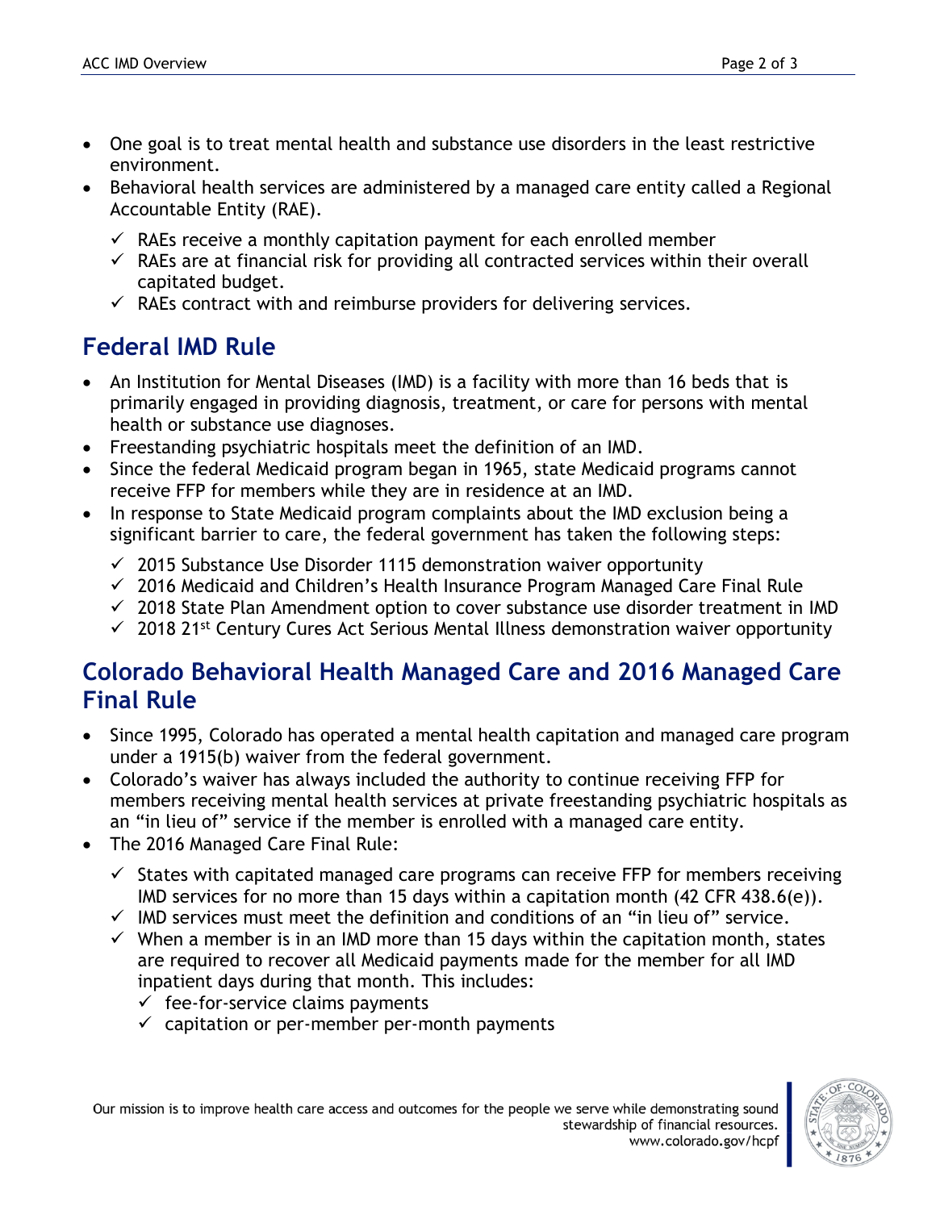- One goal is to treat mental health and substance use disorders in the least restrictive environment.
- Behavioral health services are administered by a managed care entity called a Regional Accountable Entity (RAE).
  - ✓ RAEs receive a monthly capitation payment for each enrolled member
  - ✓ RAEs are at financial risk for providing all contracted services within their overall capitated budget.
  - ✓ RAEs contract with and reimburse providers for delivering services.

## Federal IMD Rule

- An Institution for Mental Diseases (IMD) is a facility with more than 16 beds that is primarily engaged in providing diagnosis, treatment, or care for persons with mental health or substance use diagnoses.
- Freestanding psychiatric hospitals meet the definition of an IMD.
- Since the federal Medicaid program began in 1965, state Medicaid programs cannot receive FFP for members while they are in residence at an IMD.
- In response to State Medicaid program complaints about the IMD exclusion being a significant barrier to care, the federal government has taken the following steps:
  - ✓ 2015 Substance Use Disorder 1115 demonstration waiver opportunity
  - ✓ 2016 Medicaid and Children's Health Insurance Program Managed Care Final Rule
  - ✓ 2018 State Plan Amendment option to cover substance use disorder treatment in IMD
  - ✓ 2018 21st Century Cures Act Serious Mental Illness demonstration waiver opportunity

## Colorado Behavioral Health Managed Care and 2016 Managed Care Final Rule

- Since 1995, Colorado has operated a mental health capitation and managed care program under a 1915(b) waiver from the federal government.
- Colorado's waiver has always included the authority to continue receiving FFP for members receiving mental health services at private freestanding psychiatric hospitals as an "in lieu of" service if the member is enrolled with a managed care entity.
- The 2016 Managed Care Final Rule:
  - ✓ States with capitated managed care programs can receive FFP for members receiving IMD services for no more than 15 days within a capitation month (42 CFR 438.6(e)).
  - ✓ IMD services must meet the definition and conditions of an "in lieu of" service.
  - ✓ When a member is in an IMD more than 15 days within the capitation month, states are required to recover all Medicaid payments made for the member for all IMD inpatient days during that month. This includes:
    - ✓ fee-for-service claims payments
    - ✓ capitation or per-member per-month payments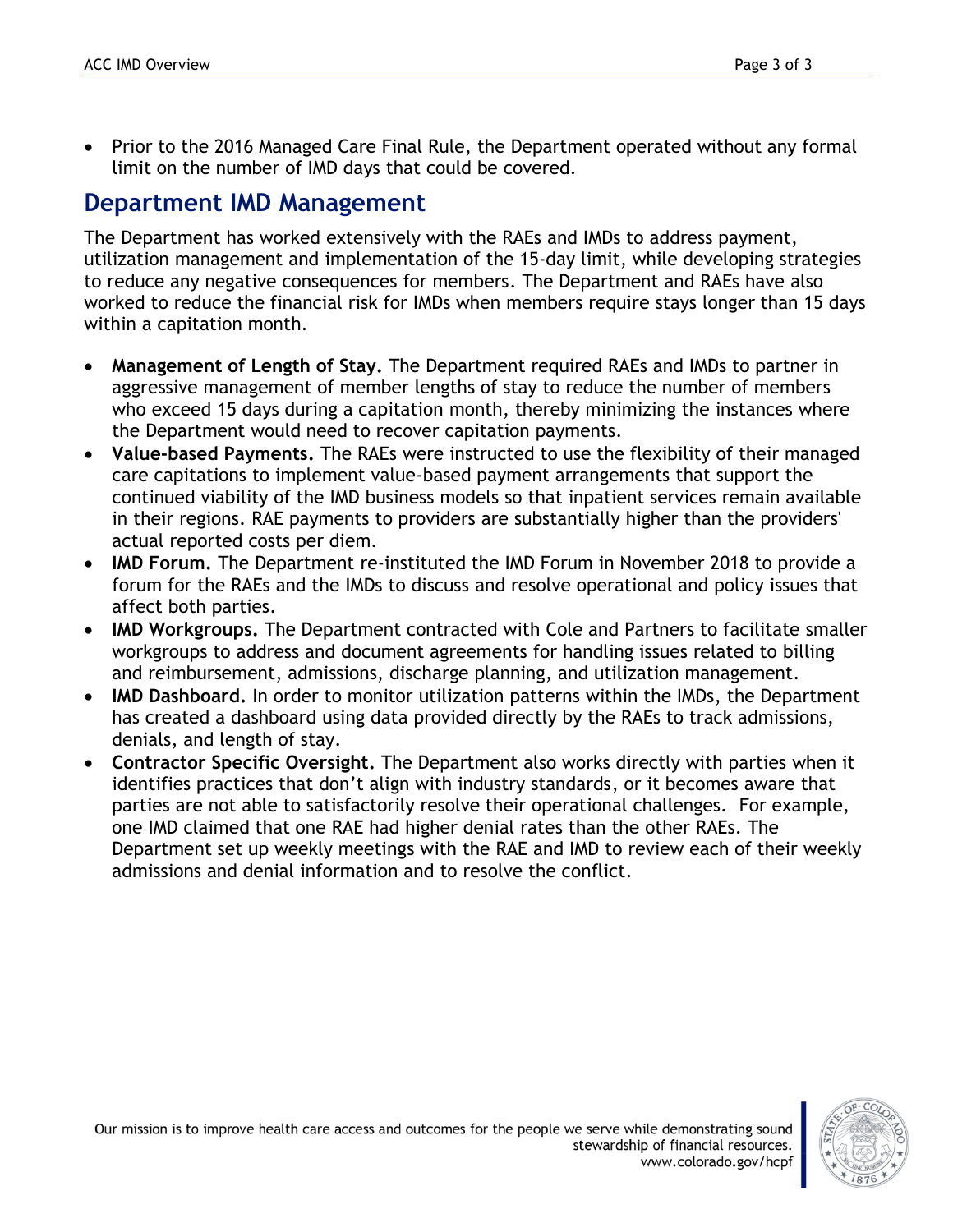- Prior to the 2016 Managed Care Final Rule, the Department operated without any formal limit on the number of IMD days that could be covered.

## Department IMD Management

The Department has worked extensively with the RAEs and IMDs to address payment, utilization management and implementation of the 15-day limit, while developing strategies to reduce any negative consequences for members. The Department and RAEs have also worked to reduce the financial risk for IMDs when members require stays longer than 15 days within a capitation month.

- **Management of Length of Stay.** The Department required RAEs and IMDs to partner in aggressive management of member lengths of stay to reduce the number of members who exceed 15 days during a capitation month, thereby minimizing the instances where the Department would need to recover capitation payments.
- **Value-based Payments.** The RAEs were instructed to use the flexibility of their managed care capitations to implement value-based payment arrangements that support the continued viability of the IMD business models so that inpatient services remain available in their regions. RAE payments to providers are substantially higher than the providers' actual reported costs per diem.
- **IMD Forum.** The Department re-instituted the IMD Forum in November 2018 to provide a forum for the RAEs and the IMDs to discuss and resolve operational and policy issues that affect both parties.
- **IMD Workgroups.** The Department contracted with Cole and Partners to facilitate smaller workgroups to address and document agreements for handling issues related to billing and reimbursement, admissions, discharge planning, and utilization management.
- **IMD Dashboard.** In order to monitor utilization patterns within the IMDs, the Department has created a dashboard using data provided directly by the RAEs to track admissions, denials, and length of stay.
- **Contractor Specific Oversight.** The Department also works directly with parties when it identifies practices that don't align with industry standards, or it becomes aware that parties are not able to satisfactorily resolve their operational challenges. For example, one IMD claimed that one RAE had higher denial rates than the other RAEs. The Department set up weekly meetings with the RAE and IMD to review each of their weekly admissions and denial information and to resolve the conflict.